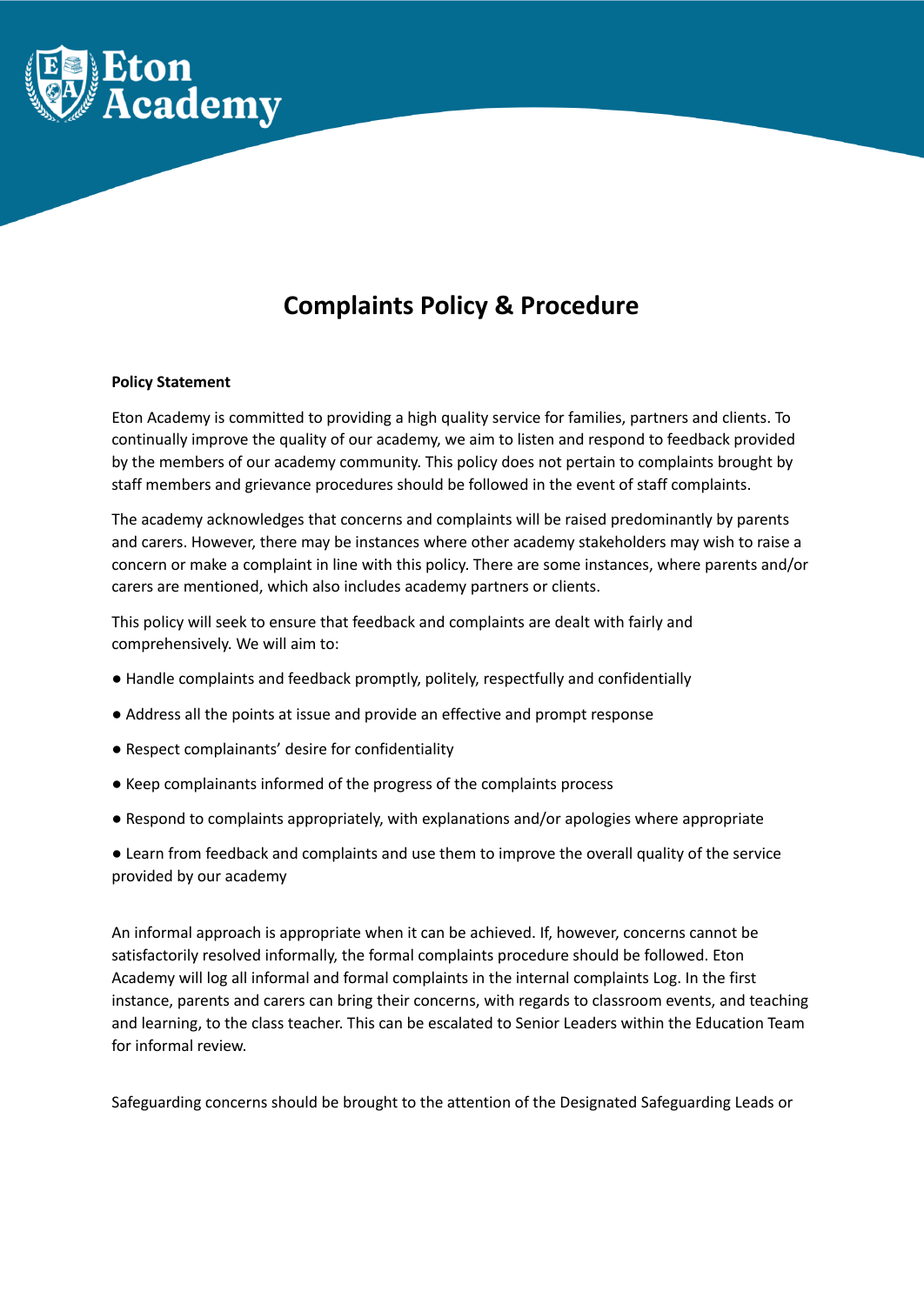# Complaints Policy & Procedure

**Policy Statement**

Eton Academy is committed to providing a high quality service for families, partners and clients. To continually improve the quality of our academy, we aim to listen and respond to feedback provided by the members of our academy community. This policy does not pertain to complaints brought by staff members and grievance procedures should be followed in the event of staff complaints.

The academy acknowledges that concerns and complaints will be raised predominantly by parents and carers. However, there may be instances where other academy stakeholders may wish to raise a concern or make a complaint in line with this policy. There are some instances, where parents and/or carers are mentioned, which also includes academy partners or clients.

This policy will seek to ensure that feedback and complaints are dealt with fairly and comprehensively. We will aim to:

- Handle complaints and feedback promptly, politely, respectfully and confidentially
- Address all the points at issue and provide an effective and prompt response
- Respect complainants' desire for confidentiality
- Keep complainants informed of the progress of the complaints process
- Respond to complaints appropriately, with explanations and/or apologies where appropriate
- Learn from feedback and complaints and use them to improve the overall quality of the service provided by our academy

An informal approach is appropriate when it can be achieved. If, however, concerns cannot be satisfactorily resolved informally, the formal complaints procedure should be followed. Eton Academy will log all informal and formal complaints in the internal complaints Log. In the first instance, parents and carers can bring their concerns, with regards to classroom events, and teaching and learning, to the class teacher. This can be escalated to Senior Leaders within the Education Team for informal review.

Safeguarding concerns should be brought to the attention of the Designated Safeguarding Leads or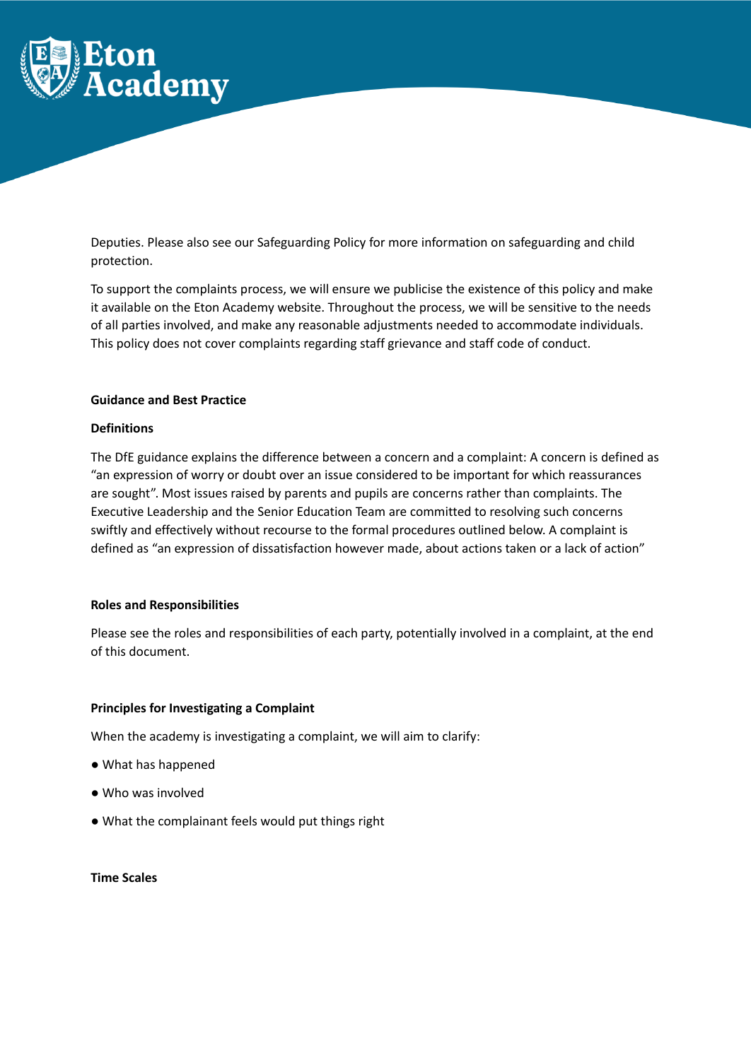Deputies. Please also see our Safeguarding Policy for more information on safeguarding and child protection.

To support the complaints process, we will ensure we publicise the existence of this policy and make it available on the Eton Academy website. Throughout the process, we will be sensitive to the needs of all parties involved, and make any reasonable adjustments needed to accommodate individuals. This policy does not cover complaints regarding staff grievance and staff code of conduct.

**Guidance and Best Practice**

**Definitions**

The DfE guidance explains the difference between a concern and a complaint: A concern is defined as "an expression of worry or doubt over an issue considered to be important for which reassurances are sought". Most issues raised by parents and pupils are concerns rather than complaints. The Executive Leadership and the Senior Education Team are committed to resolving such concerns swiftly and effectively without recourse to the formal procedures outlined below. A complaint is defined as "an expression of dissatisfaction however made, about actions taken or a lack of action"

**Roles and Responsibilities**

Please see the roles and responsibilities of each party, potentially involved in a complaint, at the end of this document.

**Principles for Investigating a Complaint**

When the academy is investigating a complaint, we will aim to clarify:

- What has happened
- Who was involved
- What the complainant feels would put things right

**Time Scales**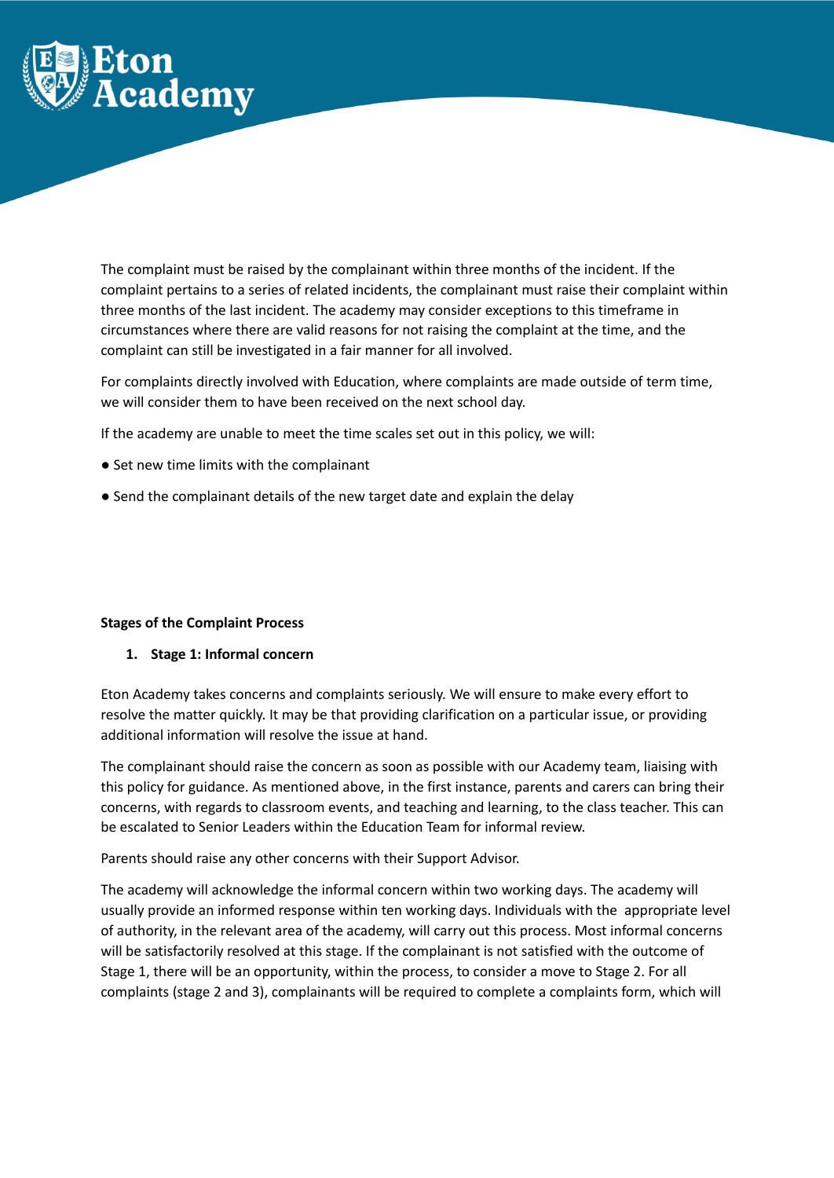The complaint must be raised by the complainant within three months of the incident. If the complaint pertains to a series of related incidents, the complainant must raise their complaint within three months of the last incident. The academy may consider exceptions to this timeframe in circumstances where there are valid reasons for not raising the complaint at the time, and the complaint can still be investigated in a fair manner for all involved.

For complaints directly involved with Education, where complaints are made outside of term time, we will consider them to have been received on the next school day.

If the academy are unable to meet the time scales set out in this policy, we will:

- Set new time limits with the complainant
- Send the complainant details of the new target date and explain the delay

**Stages of the Complaint Process**

1. **Stage 1: Informal concern**

Eton Academy takes concerns and complaints seriously. We will ensure to make every effort to resolve the matter quickly. It may be that providing clarification on a particular issue, or providing additional information will resolve the issue at hand.

The complainant should raise the concern as soon as possible with our Academy team, liaising with this policy for guidance. As mentioned above, in the first instance, parents and carers can bring their concerns, with regards to classroom events, and teaching and learning, to the class teacher. This can be escalated to Senior Leaders within the Education Team for informal review.

Parents should raise any other concerns with their Support Advisor.

The academy will acknowledge the informal concern within two working days. The academy will usually provide an informed response within ten working days. Individuals with the appropriate level of authority, in the relevant area of the academy, will carry out this process. Most informal concerns will be satisfactorily resolved at this stage. If the complainant is not satisfied with the outcome of Stage 1, there will be an opportunity, within the process, to consider a move to Stage 2. For all complaints (stage 2 and 3), complainants will be required to complete a complaints form, which will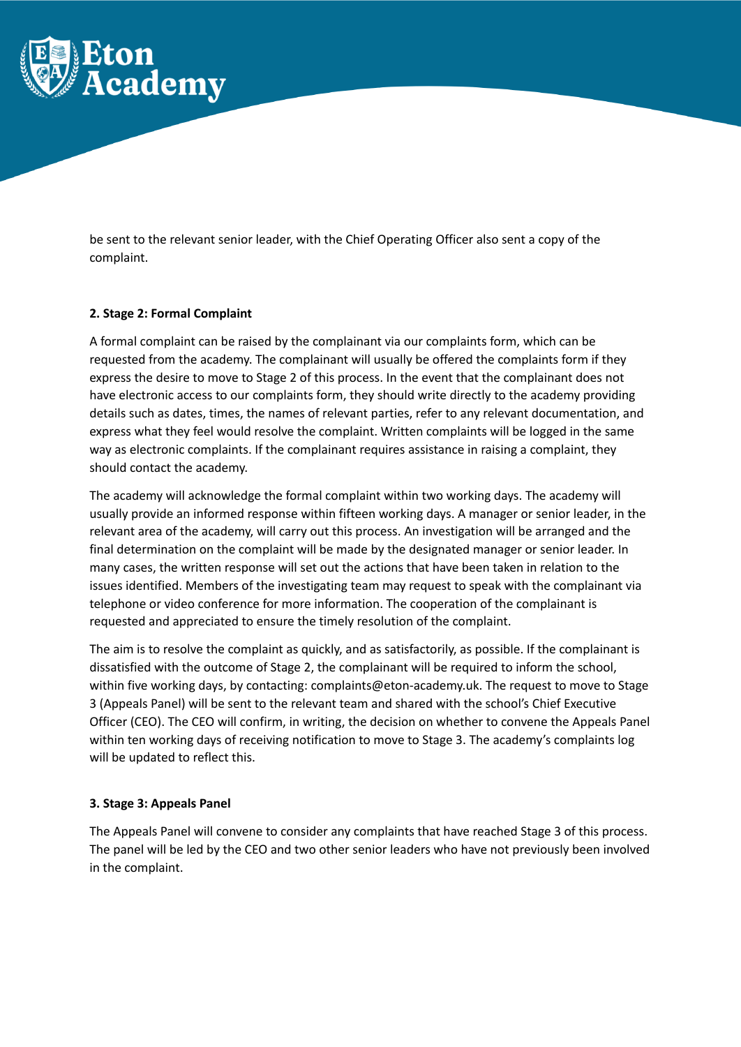be sent to the relevant senior leader, with the Chief Operating Officer also sent a copy of the complaint.

**2. Stage 2: Formal Complaint**

A formal complaint can be raised by the complainant via our complaints form, which can be requested from the academy. The complainant will usually be offered the complaints form if they express the desire to move to Stage 2 of this process. In the event that the complainant does not have electronic access to our complaints form, they should write directly to the academy providing details such as dates, times, the names of relevant parties, refer to any relevant documentation, and express what they feel would resolve the complaint. Written complaints will be logged in the same way as electronic complaints. If the complainant requires assistance in raising a complaint, they should contact the academy.

The academy will acknowledge the formal complaint within two working days. The academy will usually provide an informed response within fifteen working days. A manager or senior leader, in the relevant area of the academy, will carry out this process. An investigation will be arranged and the final determination on the complaint will be made by the designated manager or senior leader. In many cases, the written response will set out the actions that have been taken in relation to the issues identified. Members of the investigating team may request to speak with the complainant via telephone or video conference for more information. The cooperation of the complainant is requested and appreciated to ensure the timely resolution of the complaint.

The aim is to resolve the complaint as quickly, and as satisfactorily, as possible. If the complainant is dissatisfied with the outcome of Stage 2, the complainant will be required to inform the school, within five working days, by contacting: complaints@eton-academy.uk. The request to move to Stage 3 (Appeals Panel) will be sent to the relevant team and shared with the school's Chief Executive Officer (CEO). The CEO will confirm, in writing, the decision on whether to convene the Appeals Panel within ten working days of receiving notification to move to Stage 3. The academy's complaints log will be updated to reflect this.

**3. Stage 3: Appeals Panel**

The Appeals Panel will convene to consider any complaints that have reached Stage 3 of this process. The panel will be led by the CEO and two other senior leaders who have not previously been involved in the complaint.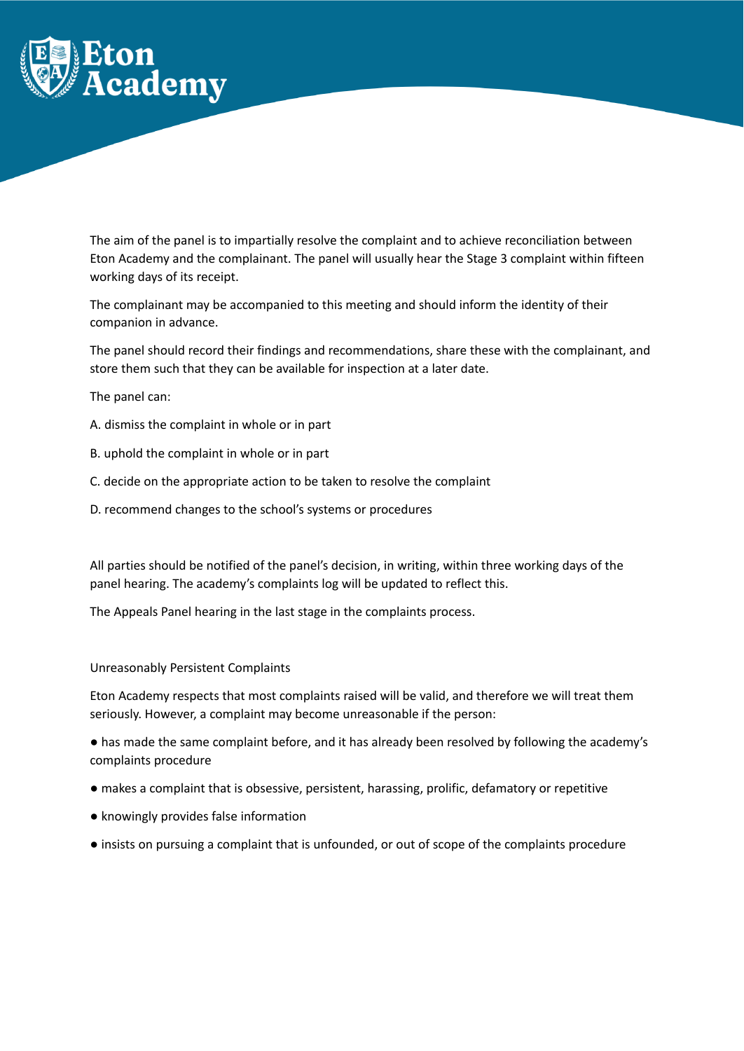The aim of the panel is to impartially resolve the complaint and to achieve reconciliation between Eton Academy and the complainant. The panel will usually hear the Stage 3 complaint within fifteen working days of its receipt.

The complainant may be accompanied to this meeting and should inform the identity of their companion in advance.

The panel should record their findings and recommendations, share these with the complainant, and store them such that they can be available for inspection at a later date.

The panel can:

A. dismiss the complaint in whole or in part

B. uphold the complaint in whole or in part

C. decide on the appropriate action to be taken to resolve the complaint

D. recommend changes to the school's systems or procedures

All parties should be notified of the panel's decision, in writing, within three working days of the panel hearing. The academy's complaints log will be updated to reflect this.

The Appeals Panel hearing in the last stage in the complaints process.

Unreasonably Persistent Complaints

Eton Academy respects that most complaints raised will be valid, and therefore we will treat them seriously. However, a complaint may become unreasonable if the person:

- has made the same complaint before, and it has already been resolved by following the academy's complaints procedure
- makes a complaint that is obsessive, persistent, harassing, prolific, defamatory or repetitive
- knowingly provides false information
- insists on pursuing a complaint that is unfounded, or out of scope of the complaints procedure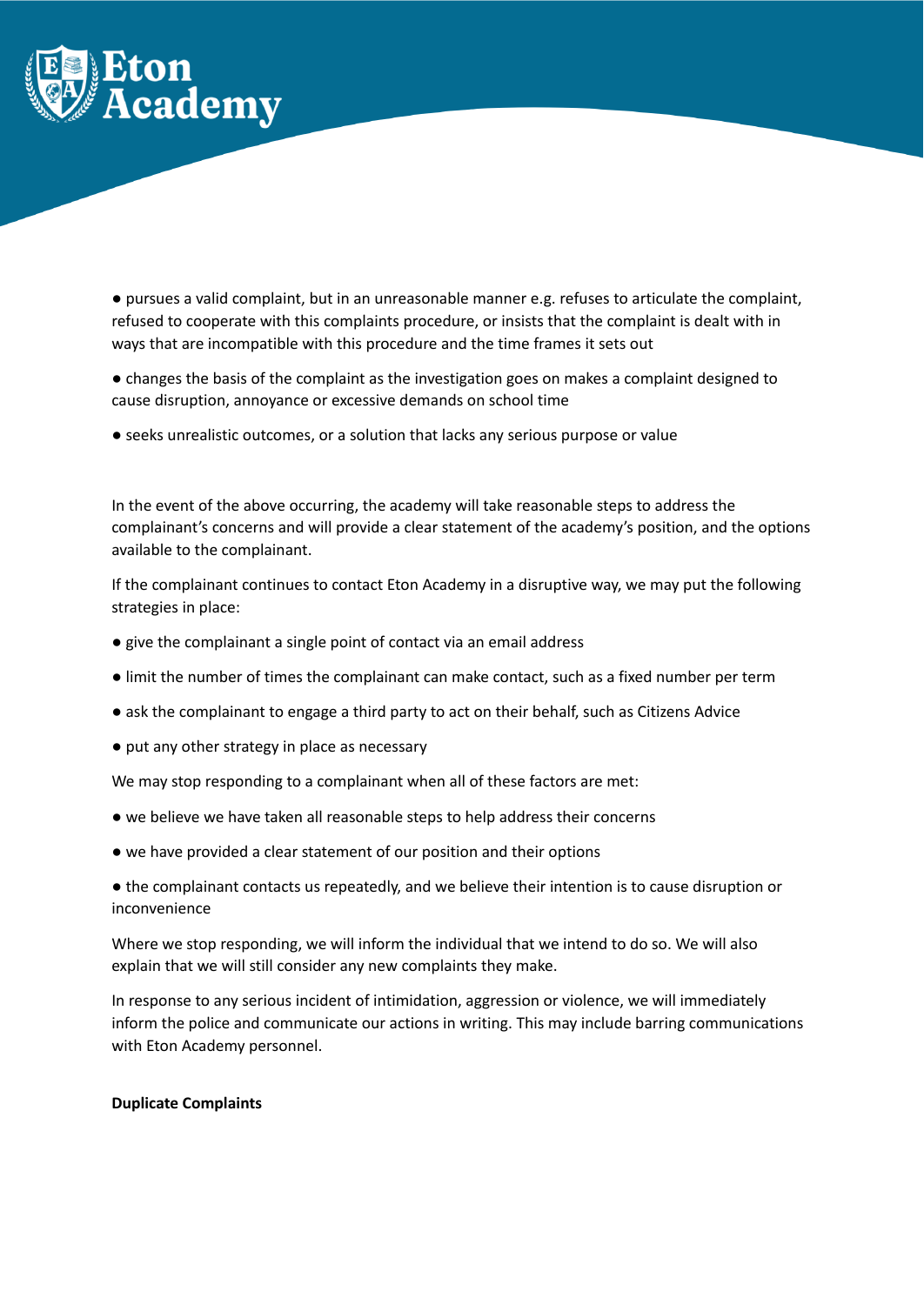- pursues a valid complaint, but in an unreasonable manner e.g. refuses to articulate the complaint, refused to cooperate with this complaints procedure, or insists that the complaint is dealt with in ways that are incompatible with this procedure and the time frames it sets out
- changes the basis of the complaint as the investigation goes on makes a complaint designed to cause disruption, annoyance or excessive demands on school time
- seeks unrealistic outcomes, or a solution that lacks any serious purpose or value

In the event of the above occurring, the academy will take reasonable steps to address the complainant's concerns and will provide a clear statement of the academy's position, and the options available to the complainant.

If the complainant continues to contact Eton Academy in a disruptive way, we may put the following strategies in place:

- give the complainant a single point of contact via an email address
- limit the number of times the complainant can make contact, such as a fixed number per term
- ask the complainant to engage a third party to act on their behalf, such as Citizens Advice
- put any other strategy in place as necessary

We may stop responding to a complainant when all of these factors are met:

- we believe we have taken all reasonable steps to help address their concerns
- we have provided a clear statement of our position and their options
- the complainant contacts us repeatedly, and we believe their intention is to cause disruption or inconvenience

Where we stop responding, we will inform the individual that we intend to do so. We will also explain that we will still consider any new complaints they make.

In response to any serious incident of intimidation, aggression or violence, we will immediately inform the police and communicate our actions in writing. This may include barring communications with Eton Academy personnel.

**Duplicate Complaints**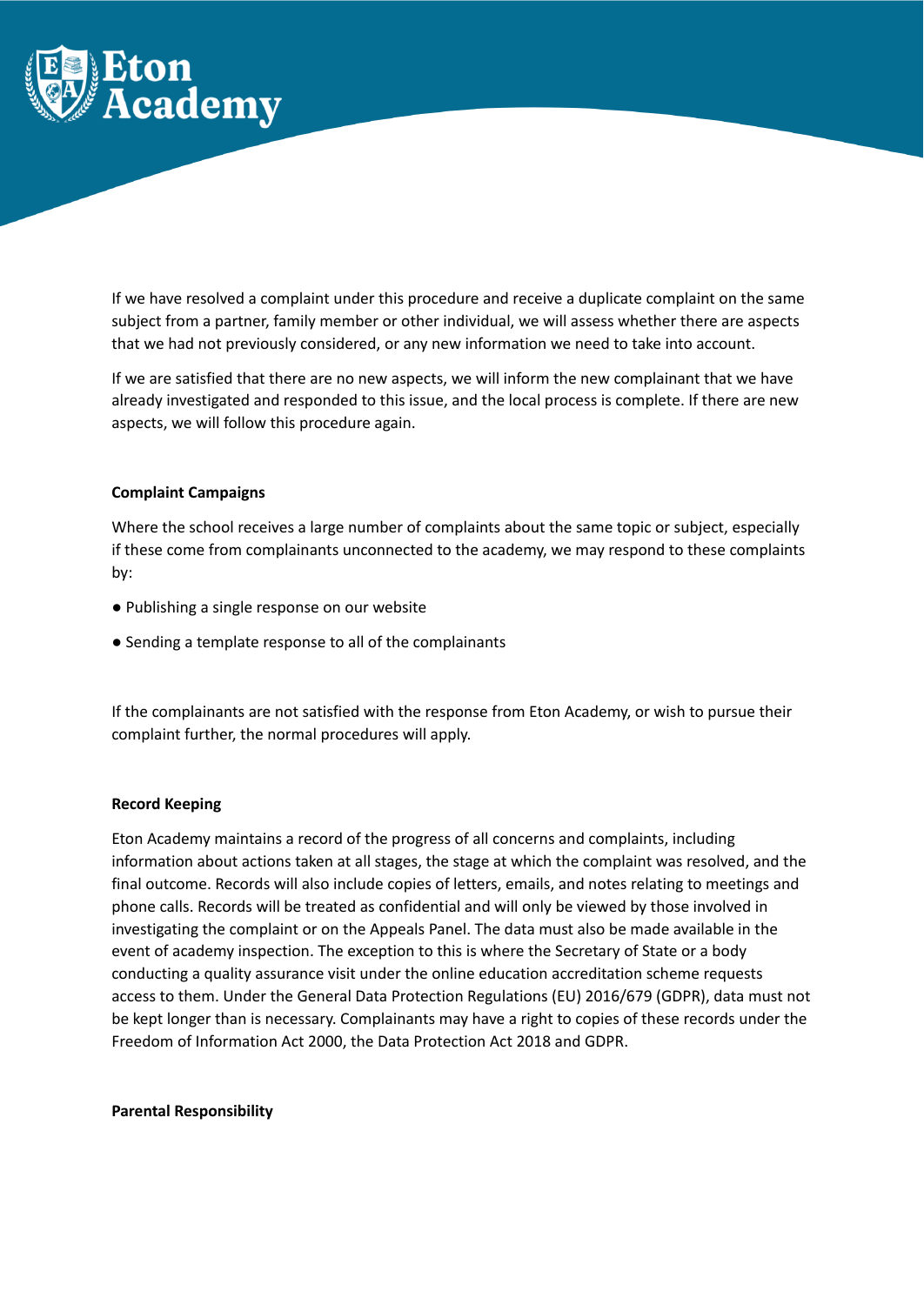If we have resolved a complaint under this procedure and receive a duplicate complaint on the same subject from a partner, family member or other individual, we will assess whether there are aspects that we had not previously considered, or any new information we need to take into account.

If we are satisfied that there are no new aspects, we will inform the new complainant that we have already investigated and responded to this issue, and the local process is complete. If there are new aspects, we will follow this procedure again.

**Complaint Campaigns**

Where the school receives a large number of complaints about the same topic or subject, especially if these come from complainants unconnected to the academy, we may respond to these complaints by:

- Publishing a single response on our website
- Sending a template response to all of the complainants

If the complainants are not satisfied with the response from Eton Academy, or wish to pursue their complaint further, the normal procedures will apply.

**Record Keeping**

Eton Academy maintains a record of the progress of all concerns and complaints, including information about actions taken at all stages, the stage at which the complaint was resolved, and the final outcome. Records will also include copies of letters, emails, and notes relating to meetings and phone calls. Records will be treated as confidential and will only be viewed by those involved in investigating the complaint or on the Appeals Panel. The data must also be made available in the event of academy inspection. The exception to this is where the Secretary of State or a body conducting a quality assurance visit under the online education accreditation scheme requests access to them. Under the General Data Protection Regulations (EU) 2016/679 (GDPR), data must not be kept longer than is necessary. Complainants may have a right to copies of these records under the Freedom of Information Act 2000, the Data Protection Act 2018 and GDPR.

**Parental Responsibility**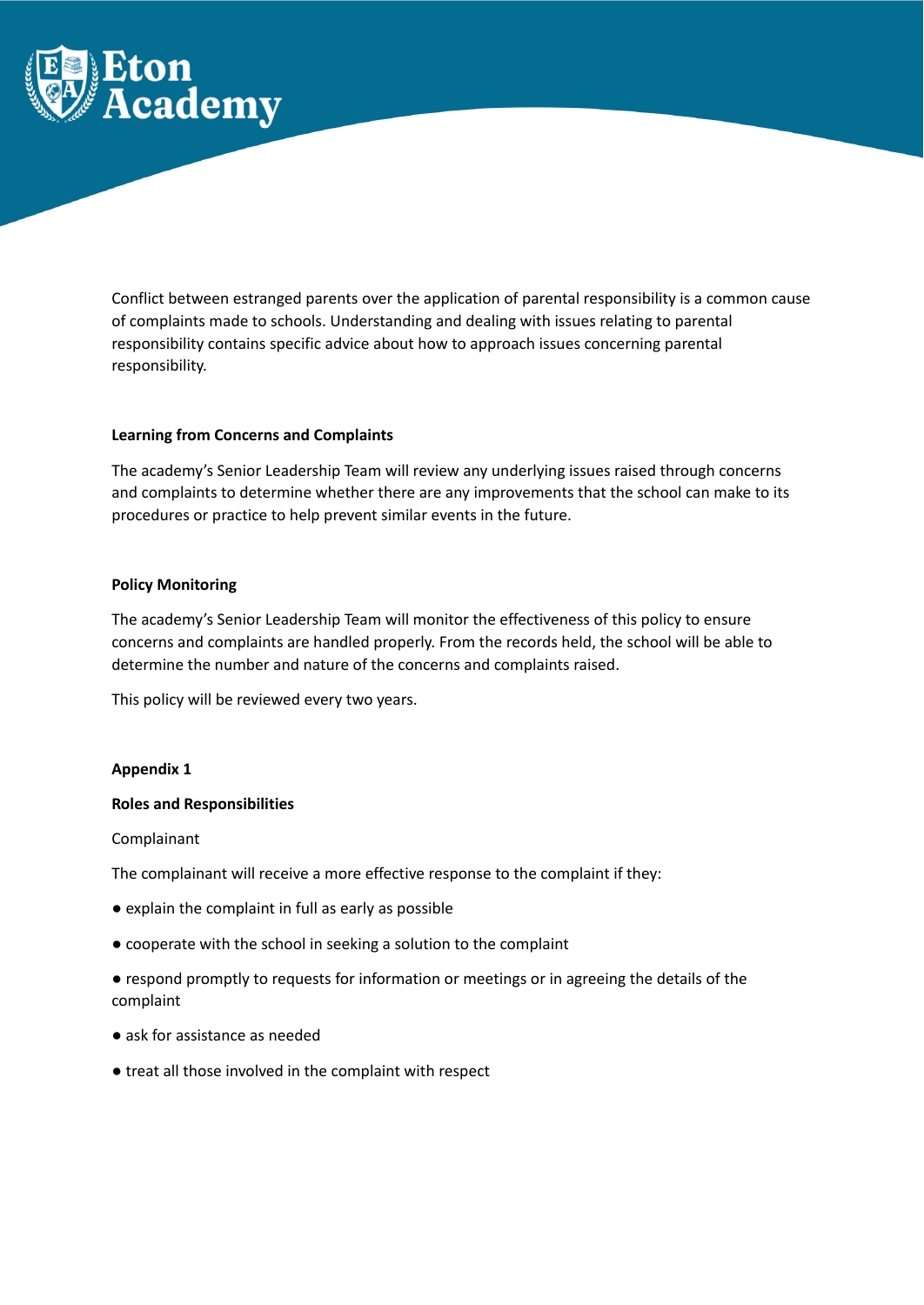Conflict between estranged parents over the application of parental responsibility is a common cause of complaints made to schools. Understanding and dealing with issues relating to parental responsibility contains specific advice about how to approach issues concerning parental responsibility.

**Learning from Concerns and Complaints**

The academy's Senior Leadership Team will review any underlying issues raised through concerns and complaints to determine whether there are any improvements that the school can make to its procedures or practice to help prevent similar events in the future.

**Policy Monitoring**

The academy's Senior Leadership Team will monitor the effectiveness of this policy to ensure concerns and complaints are handled properly. From the records held, the school will be able to determine the number and nature of the concerns and complaints raised.

This policy will be reviewed every two years.

**Appendix 1**

**Roles and Responsibilities**

Complainant

The complainant will receive a more effective response to the complaint if they:

- explain the complaint in full as early as possible
- cooperate with the school in seeking a solution to the complaint
- respond promptly to requests for information or meetings or in agreeing the details of the complaint
- ask for assistance as needed
- treat all those involved in the complaint with respect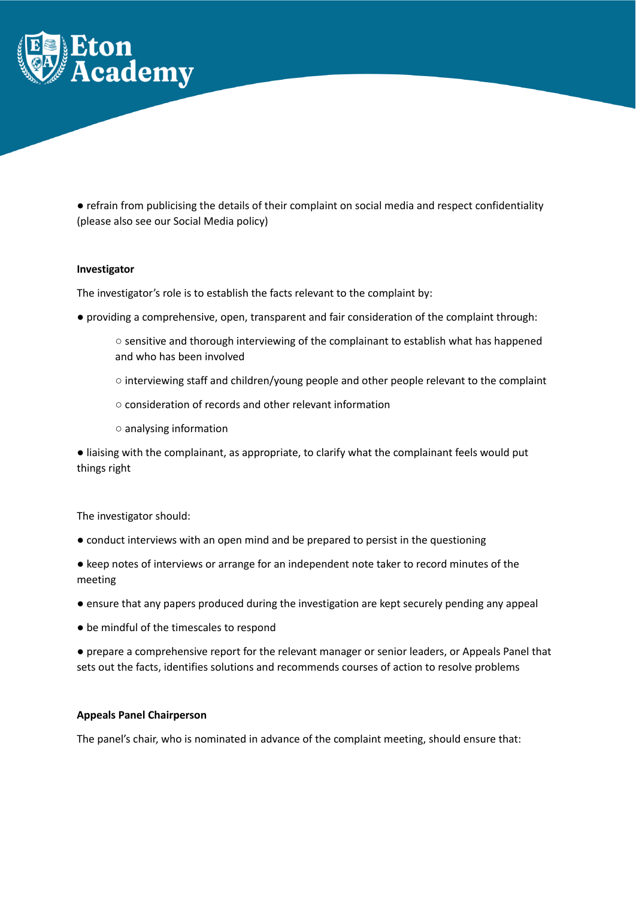- refrain from publicising the details of their complaint on social media and respect confidentiality (please also see our Social Media policy)

**Investigator**

The investigator's role is to establish the facts relevant to the complaint by:

- providing a comprehensive, open, transparent and fair consideration of the complaint through:
    - sensitive and thorough interviewing of the complainant to establish what has happened and who has been involved
    - interviewing staff and children/young people and other people relevant to the complaint
    - consideration of records and other relevant information
    - analysing information
- liaising with the complainant, as appropriate, to clarify what the complainant feels would put things right

The investigator should:

- conduct interviews with an open mind and be prepared to persist in the questioning
- keep notes of interviews or arrange for an independent note taker to record minutes of the meeting
- ensure that any papers produced during the investigation are kept securely pending any appeal
- be mindful of the timescales to respond
- prepare a comprehensive report for the relevant manager or senior leaders, or Appeals Panel that sets out the facts, identifies solutions and recommends courses of action to resolve problems

**Appeals Panel Chairperson**

The panel's chair, who is nominated in advance of the complaint meeting, should ensure that: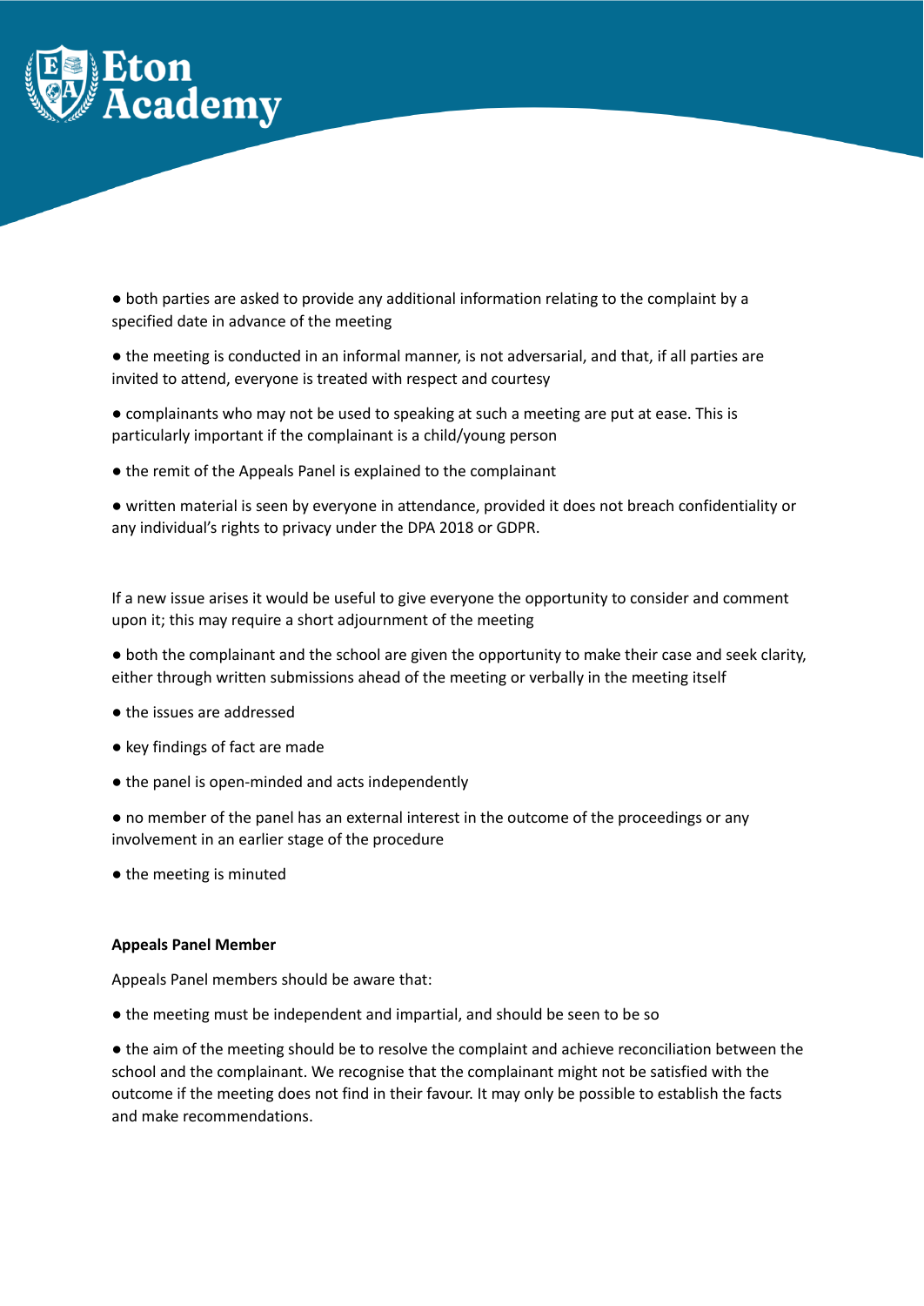- both parties are asked to provide any additional information relating to the complaint by a specified date in advance of the meeting
- the meeting is conducted in an informal manner, is not adversarial, and that, if all parties are invited to attend, everyone is treated with respect and courtesy
- complainants who may not be used to speaking at such a meeting are put at ease. This is particularly important if the complainant is a child/young person
- the remit of the Appeals Panel is explained to the complainant
- written material is seen by everyone in attendance, provided it does not breach confidentiality or any individual's rights to privacy under the DPA 2018 or GDPR.

If a new issue arises it would be useful to give everyone the opportunity to consider and comment upon it; this may require a short adjournment of the meeting

- both the complainant and the school are given the opportunity to make their case and seek clarity, either through written submissions ahead of the meeting or verbally in the meeting itself
- the issues are addressed
- key findings of fact are made
- the panel is open-minded and acts independently
- no member of the panel has an external interest in the outcome of the proceedings or any involvement in an earlier stage of the procedure
- the meeting is minuted

**Appeals Panel Member**

Appeals Panel members should be aware that:

- the meeting must be independent and impartial, and should be seen to be so
- the aim of the meeting should be to resolve the complaint and achieve reconciliation between the school and the complainant. We recognise that the complainant might not be satisfied with the outcome if the meeting does not find in their favour. It may only be possible to establish the facts and make recommendations.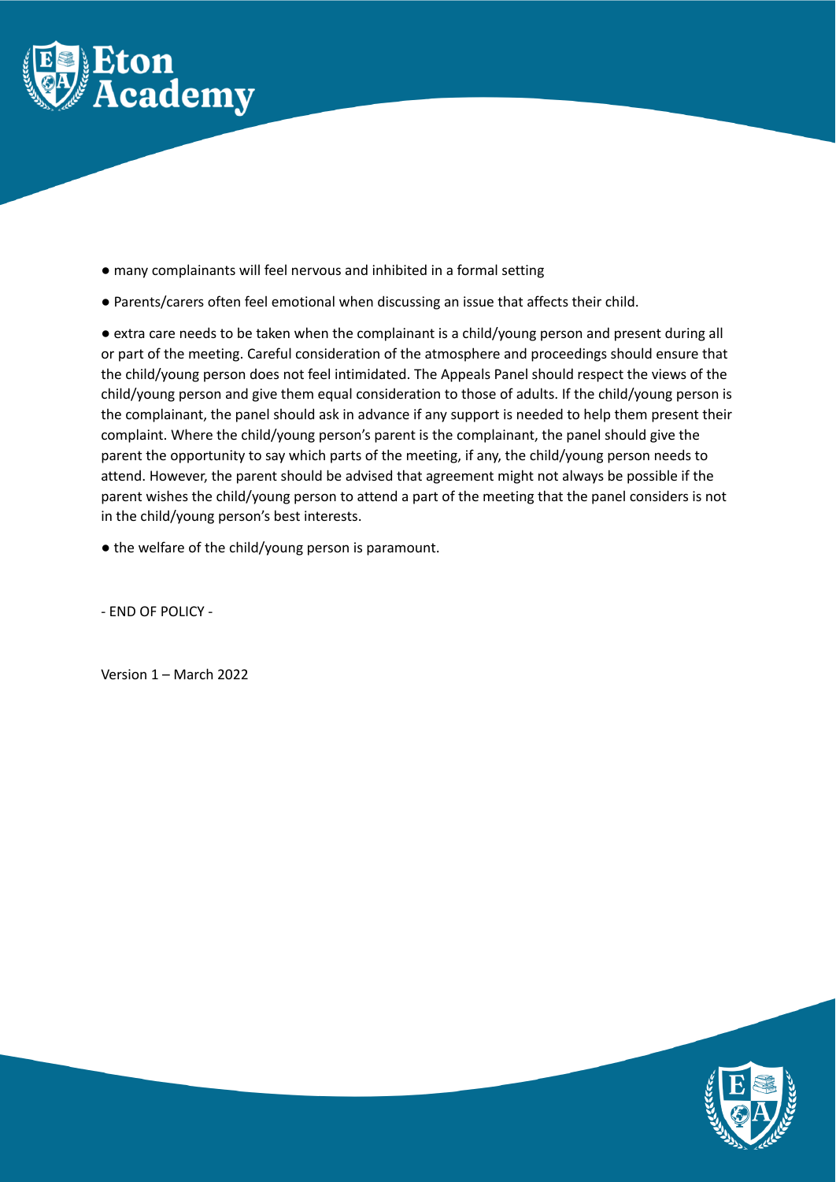- many complainants will feel nervous and inhibited in a formal setting
- Parents/carers often feel emotional when discussing an issue that affects their child.
- extra care needs to be taken when the complainant is a child/young person and present during all or part of the meeting. Careful consideration of the atmosphere and proceedings should ensure that the child/young person does not feel intimidated. The Appeals Panel should respect the views of the child/young person and give them equal consideration to those of adults. If the child/young person is the complainant, the panel should ask in advance if any support is needed to help them present their complaint. Where the child/young person's parent is the complainant, the panel should give the parent the opportunity to say which parts of the meeting, if any, the child/young person needs to attend. However, the parent should be advised that agreement might not always be possible if the parent wishes the child/young person to attend a part of the meeting that the panel considers is not in the child/young person's best interests.
- the welfare of the child/young person is paramount.

\- END OF POLICY -

Version 1 – March 2022